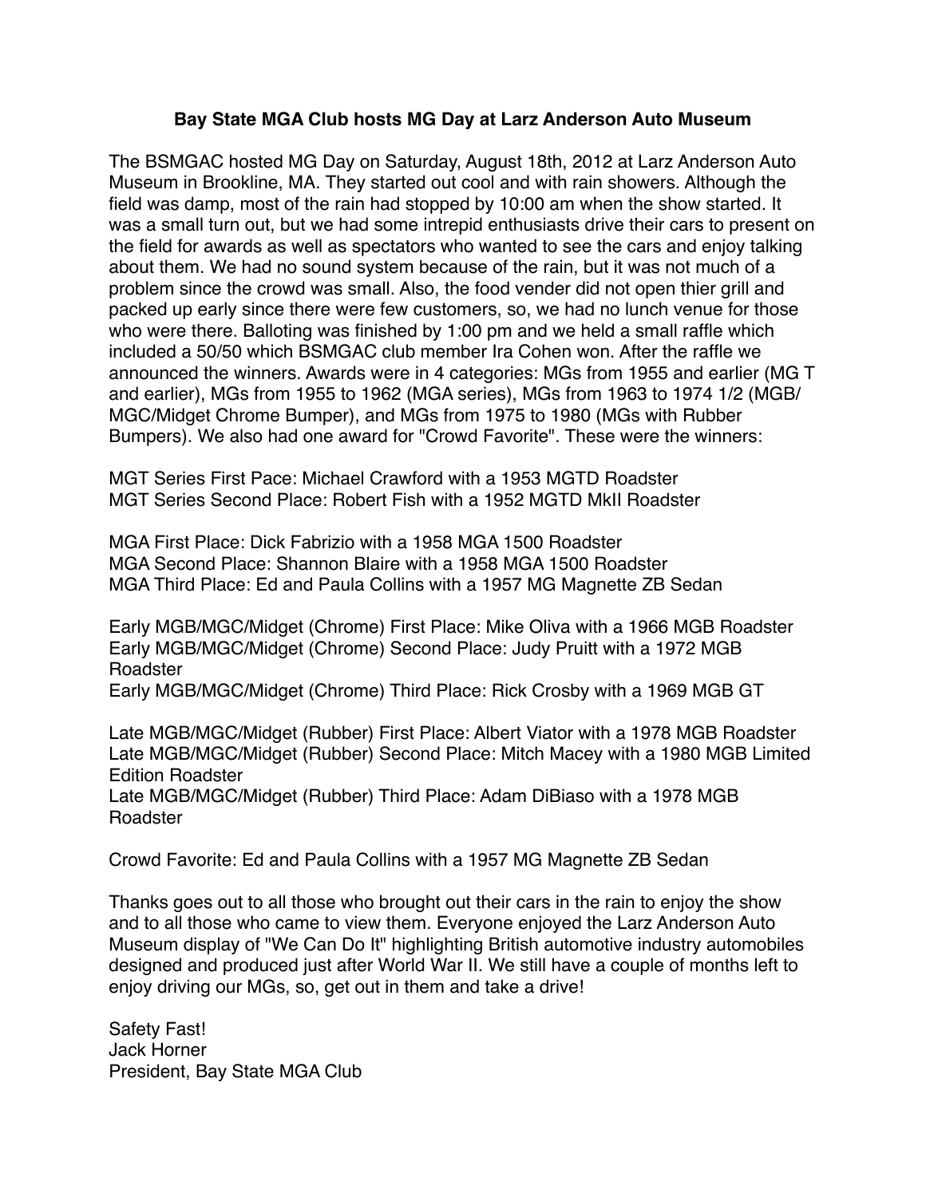# Bay State MGA Club hosts MG Day at Larz Anderson Auto Museum

The BSMGAC hosted MG Day on Saturday, August 18th, 2012 at Larz Anderson Auto Museum in Brookline, MA. They started out cool and with rain showers. Although the field was damp, most of the rain had stopped by 10:00 am when the show started. It was a small turn out, but we had some intrepid enthusiasts drive their cars to present on the field for awards as well as spectators who wanted to see the cars and enjoy talking about them. We had no sound system because of the rain, but it was not much of a problem since the crowd was small. Also, the food vender did not open thier grill and packed up early since there were few customers, so, we had no lunch venue for those who were there. Balloting was finished by 1:00 pm and we held a small raffle which included a 50/50 which BSMGAC club member Ira Cohen won. After the raffle we announced the winners. Awards were in 4 categories: MGs from 1955 and earlier (MG T and earlier), MGs from 1955 to 1962 (MGA series), MGs from 1963 to 1974 1/2 (MGB/MGC/Midget Chrome Bumper), and MGs from 1975 to 1980 (MGs with Rubber Bumpers). We also had one award for "Crowd Favorite". These were the winners:

MGT Series First Pace: Michael Crawford with a 1953 MGTD Roadster
MGT Series Second Place: Robert Fish with a 1952 MGTD MkII Roadster

MGA First Place: Dick Fabrizio with a 1958 MGA 1500 Roadster
MGA Second Place: Shannon Blaire with a 1958 MGA 1500 Roadster
MGA Third Place: Ed and Paula Collins with a 1957 MG Magnette ZB Sedan

Early MGB/MGC/Midget (Chrome) First Place: Mike Oliva with a 1966 MGB Roadster
Early MGB/MGC/Midget (Chrome) Second Place: Judy Pruitt with a 1972 MGB Roadster
Early MGB/MGC/Midget (Chrome) Third Place: Rick Crosby with a 1969 MGB GT

Late MGB/MGC/Midget (Rubber) First Place: Albert Viator with a 1978 MGB Roadster
Late MGB/MGC/Midget (Rubber) Second Place: Mitch Macey with a 1980 MGB Limited Edition Roadster
Late MGB/MGC/Midget (Rubber) Third Place: Adam DiBiaso with a 1978 MGB Roadster

Crowd Favorite: Ed and Paula Collins with a 1957 MG Magnette ZB Sedan

Thanks goes out to all those who brought out their cars in the rain to enjoy the show and to all those who came to view them. Everyone enjoyed the Larz Anderson Auto Museum display of "We Can Do It" highlighting British automotive industry automobiles designed and produced just after World War II. We still have a couple of months left to enjoy driving our MGs, so, get out in them and take a drive!

Safety Fast!
Jack Horner
President, Bay State MGA Club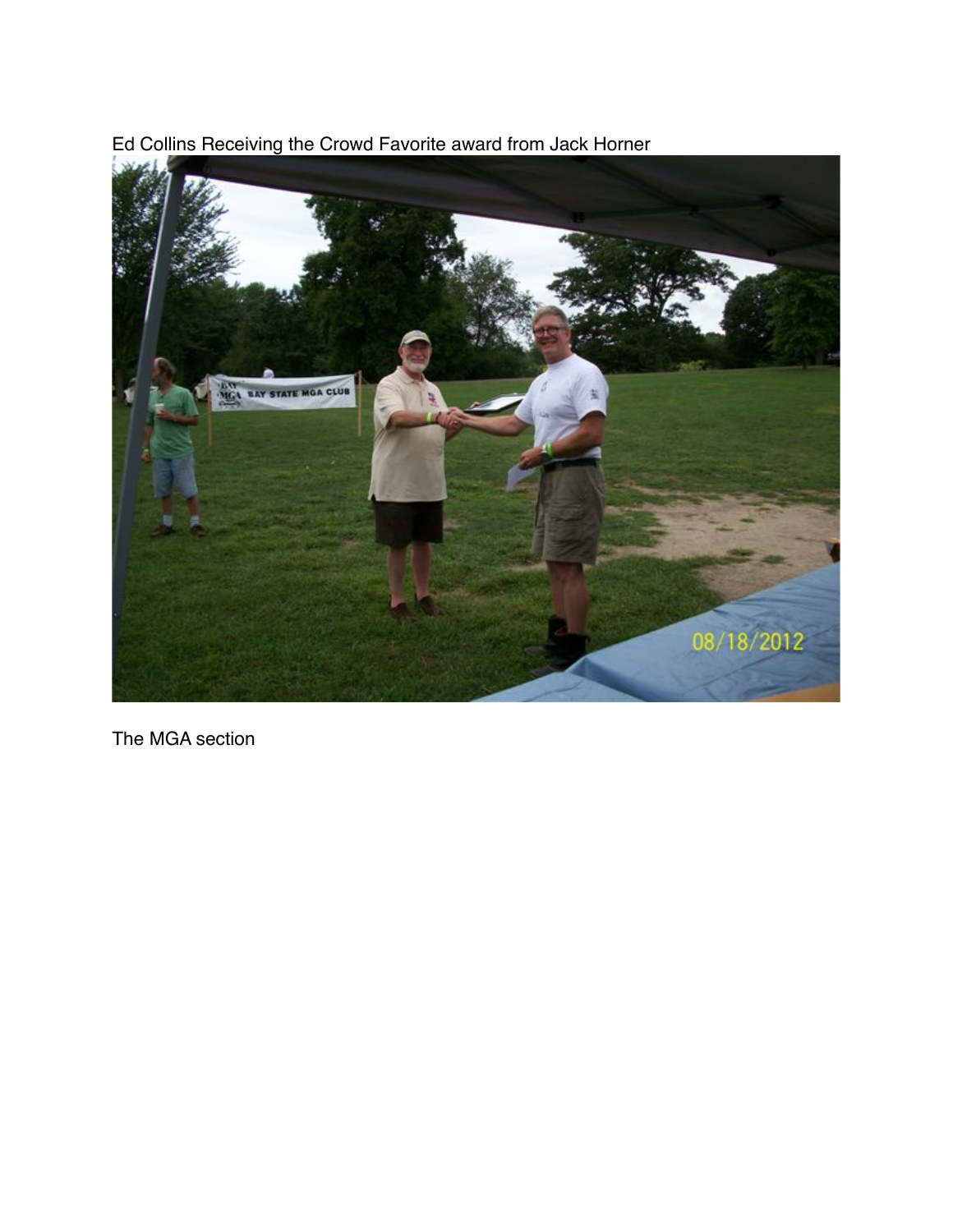Ed Collins Receiving the Crowd Favorite award from Jack Horner

The MGA section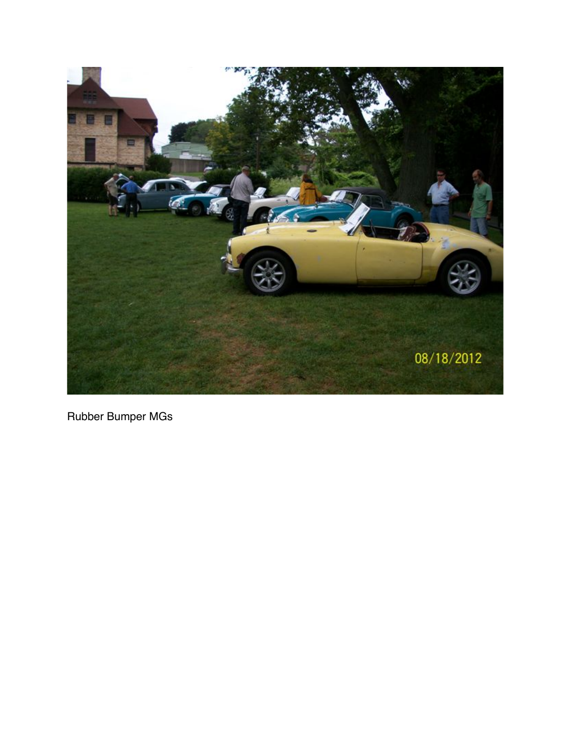Rubber Bumper MGs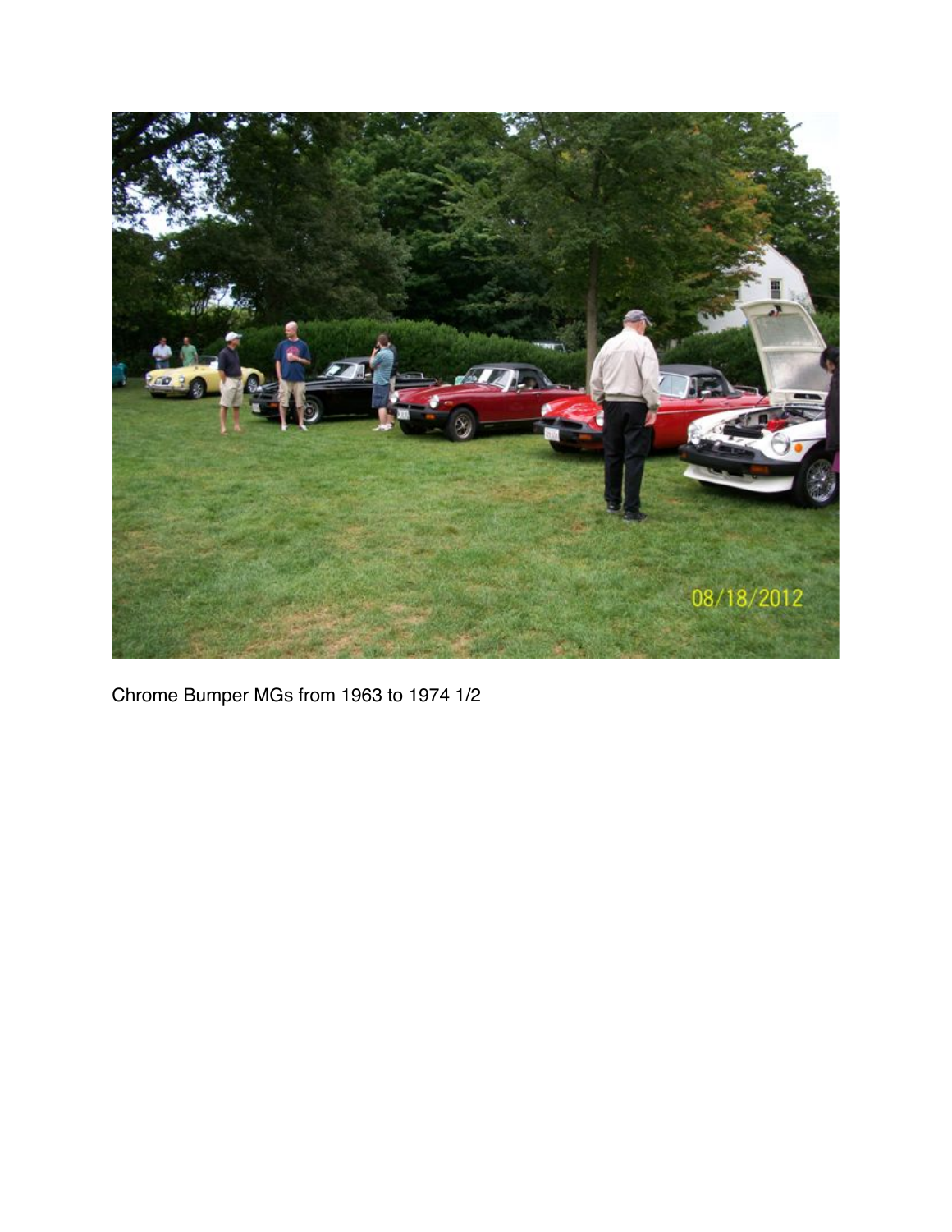Chrome Bumper MGs from 1963 to 1974 1/2